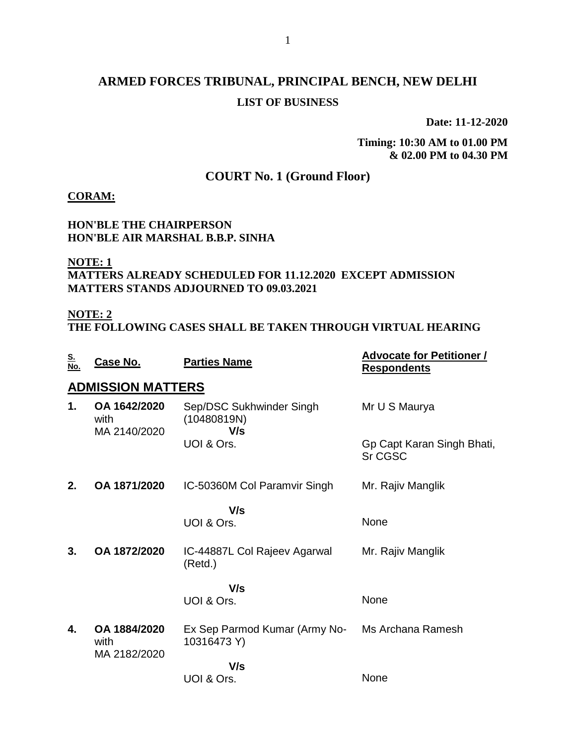# ARMED FORCES TRIBUNAL, PRINCIPAL BENCH, NEW DELHI

**LIST OF BUSINESS**

**Date: 11-12-2020**

**Timing: 10:30 AM to 01.00 PM & 02.00 PM to 04.30 PM**

## COURT No. 1 (Ground Floor)

**CORAM:**

**HON'BLE THE CHAIRPERSON**
**HON'BLE AIR MARSHAL B.B.P. SINHA**

**NOTE: 1**
**MATTERS ALREADY SCHEDULED FOR 11.12.2020 EXCEPT ADMISSION MATTERS STANDS ADJOURNED TO 09.03.2021**

**NOTE: 2**
**THE FOLLOWING CASES SHALL BE TAKEN THROUGH VIRTUAL HEARING**

| S. No. | Case No. | Parties Name | Advocate for Petitioner / Respondents |
|---|---|---|---|
| **ADMISSION MATTERS** | | | |
| **1.** | **OA 1642/2020** with MA 2140/2020 | Sep/DSC Sukhwinder Singh (10480819N) **V/s** UOI & Ors. | Mr U S Maurya<br>Gp Capt Karan Singh Bhati, Sr CGSC |
| **2.** | **OA 1871/2020** | IC-50360M Col Paramvir Singh **V/s** UOI & Ors. | Mr. Rajiv Manglik<br>None |
| **3.** | **OA 1872/2020** | IC-44887L Col Rajeev Agarwal (Retd.) **V/s** UOI & Ors. | Mr. Rajiv Manglik<br>None |
| **4.** | **OA 1884/2020** with MA 2182/2020 | Ex Sep Parmod Kumar (Army No-10316473 Y) **V/s** UOI & Ors. | Ms Archana Ramesh<br>None |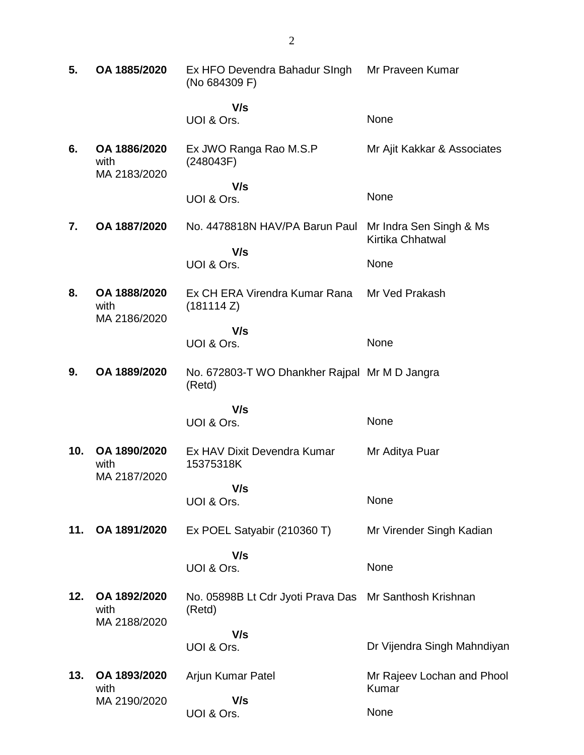| | | | |
|---|---|---|---|
| **5.** | **OA 1885/2020** | Ex HFO Devendra Bahadur SIngh (No 684309 F)<br><br>**V/s**<br>UOI & Ors. | Mr Praveen Kumar<br><br>None |
| **6.** | **OA 1886/2020** with MA 2183/2020 | Ex JWO Ranga Rao M.S.P (248043F)<br><br>**V/s**<br>UOI & Ors. | Mr Ajit Kakkar & Associates<br><br>None |
| **7.** | **OA 1887/2020** | No. 4478818N HAV/PA Barun Paul<br><br>**V/s**<br>UOI & Ors. | Mr Indra Sen Singh & Ms Kirtika Chhatwal<br><br>None |
| **8.** | **OA 1888/2020** with MA 2186/2020 | Ex CH ERA Virendra Kumar Rana (181114 Z)<br><br>**V/s**<br>UOI & Ors. | Mr Ved Prakash<br><br>None |
| **9.** | **OA 1889/2020** | No. 672803-T WO Dhankher Rajpal (Retd)<br><br>**V/s**<br>UOI & Ors. | Mr M D Jangra<br><br>None |
| **10.** | **OA 1890/2020** with MA 2187/2020 | Ex HAV Dixit Devendra Kumar 15375318K<br><br>**V/s**<br>UOI & Ors. | Mr Aditya Puar<br><br>None |
| **11.** | **OA 1891/2020** | Ex POEL Satyabir (210360 T)<br><br>**V/s**<br>UOI & Ors. | Mr Virender Singh Kadian<br><br>None |
| **12.** | **OA 1892/2020** with MA 2188/2020 | No. 05898B Lt Cdr Jyoti Prava Das (Retd)<br><br>**V/s**<br>UOI & Ors. | Mr Santhosh Krishnan<br><br>Dr Vijendra Singh Mahndiyan |
| **13.** | **OA 1893/2020** with MA 2190/2020 | Arjun Kumar Patel<br><br>**V/s**<br>UOI & Ors. | Mr Rajeev Lochan and Phool Kumar<br><br>None |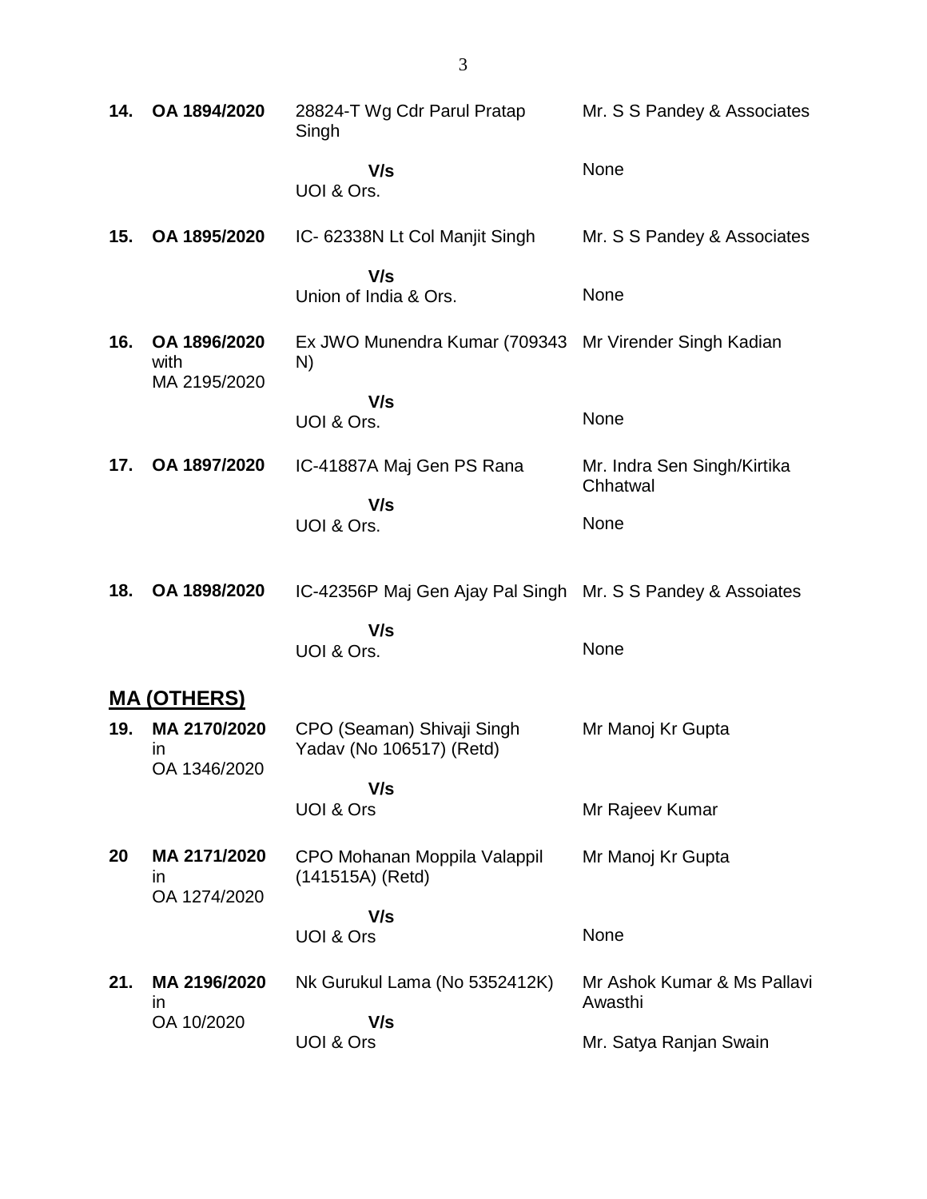| | | | |
|---|---|---|---|
| **14.** | **OA 1894/2020** | 28824-T Wg Cdr Parul Pratap Singh | Mr. S S Pandey & Associates |
| | | **V/s** UOI & Ors. | None |
| **15.** | **OA 1895/2020** | IC- 62338N Lt Col Manjit Singh | Mr. S S Pandey & Associates |
| | | **V/s** Union of India & Ors. | None |
| **16.** | **OA 1896/2020** with MA 2195/2020 | Ex JWO Munendra Kumar (709343 N) | Mr Virender Singh Kadian |
| | | **V/s** UOI & Ors. | None |
| **17.** | **OA 1897/2020** | IC-41887A Maj Gen PS Rana | Mr. Indra Sen Singh/Kirtika Chhatwal |
| | | **V/s** UOI & Ors. | None |
| **18.** | **OA 1898/2020** | IC-42356P Maj Gen Ajay Pal Singh | Mr. S S Pandey & Assoiates |
| | | **V/s** UOI & Ors. | None |

## MA (OTHERS)

| | | | |
|---|---|---|---|
| **19.** | **MA 2170/2020** in OA 1346/2020 | CPO (Seaman) Shivaji Singh Yadav (No 106517) (Retd) | Mr Manoj Kr Gupta |
| | | **V/s** UOI & Ors | Mr Rajeev Kumar |
| **20** | **MA 2171/2020** in OA 1274/2020 | CPO Mohanan Moppila Valappil (141515A) (Retd) | Mr Manoj Kr Gupta |
| | | **V/s** UOI & Ors | None |
| **21.** | **MA 2196/2020** in OA 10/2020 | Nk Gurukul Lama (No 5352412K) | Mr Ashok Kumar & Ms Pallavi Awasthi |
| | | **V/s** UOI & Ors | Mr. Satya Ranjan Swain |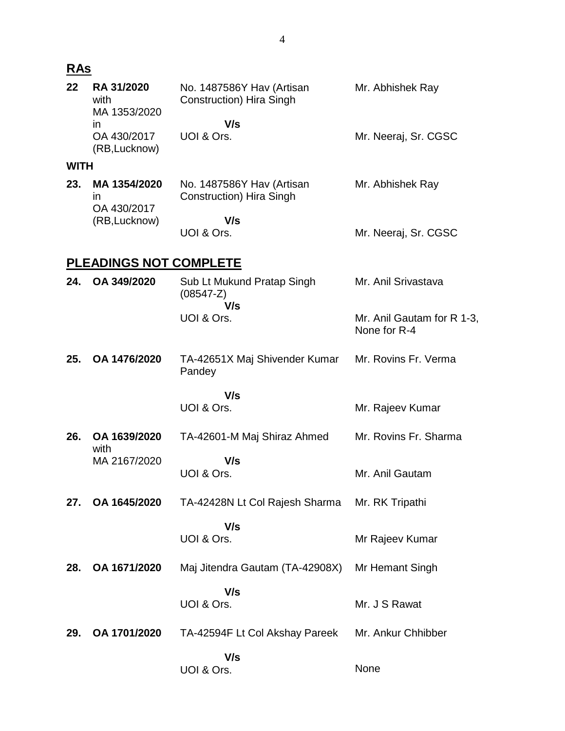## RAs

| | | | |
|---|---|---|---|
| 22 | **RA 31/2020** with MA 1353/2020 in OA 430/2017 (RB,Lucknow) | No. 1487586Y Hav (Artisan Construction) Hira Singh<br>**V/s**<br>UOI & Ors. | Mr. Abhishek Ray<br><br>Mr. Neeraj, Sr. CGSC |

**WITH**

| | | | |
|---|---|---|---|
| **23.** | **MA 1354/2020** in OA 430/2017 (RB,Lucknow) | No. 1487586Y Hav (Artisan Construction) Hira Singh<br>**V/s**<br>UOI & Ors. | Mr. Abhishek Ray<br><br>Mr. Neeraj, Sr. CGSC |

## PLEADINGS NOT COMPLETE

| | | | |
|---|---|---|---|
| **24.** | **OA 349/2020** | Sub Lt Mukund Pratap Singh (08547-Z)<br>**V/s**<br>UOI & Ors. | Mr. Anil Srivastava<br><br>Mr. Anil Gautam for R 1-3, None for R-4 |
| **25.** | **OA 1476/2020** | TA-42651X Maj Shivender Kumar Pandey<br>**V/s**<br>UOI & Ors. | Mr. Rovins Fr. Verma<br><br>Mr. Rajeev Kumar |
| **26.** | **OA 1639/2020** with MA 2167/2020 | TA-42601-M Maj Shiraz Ahmed<br>**V/s**<br>UOI & Ors. | Mr. Rovins Fr. Sharma<br><br>Mr. Anil Gautam |
| **27.** | **OA 1645/2020** | TA-42428N Lt Col Rajesh Sharma<br>**V/s**<br>UOI & Ors. | Mr. RK Tripathi<br><br>Mr Rajeev Kumar |
| **28.** | **OA 1671/2020** | Maj Jitendra Gautam (TA-42908X)<br>**V/s**<br>UOI & Ors. | Mr Hemant Singh<br><br>Mr. J S Rawat |
| **29.** | **OA 1701/2020** | TA-42594F Lt Col Akshay Pareek<br>**V/s**<br>UOI & Ors. | Mr. Ankur Chhibber<br><br>None |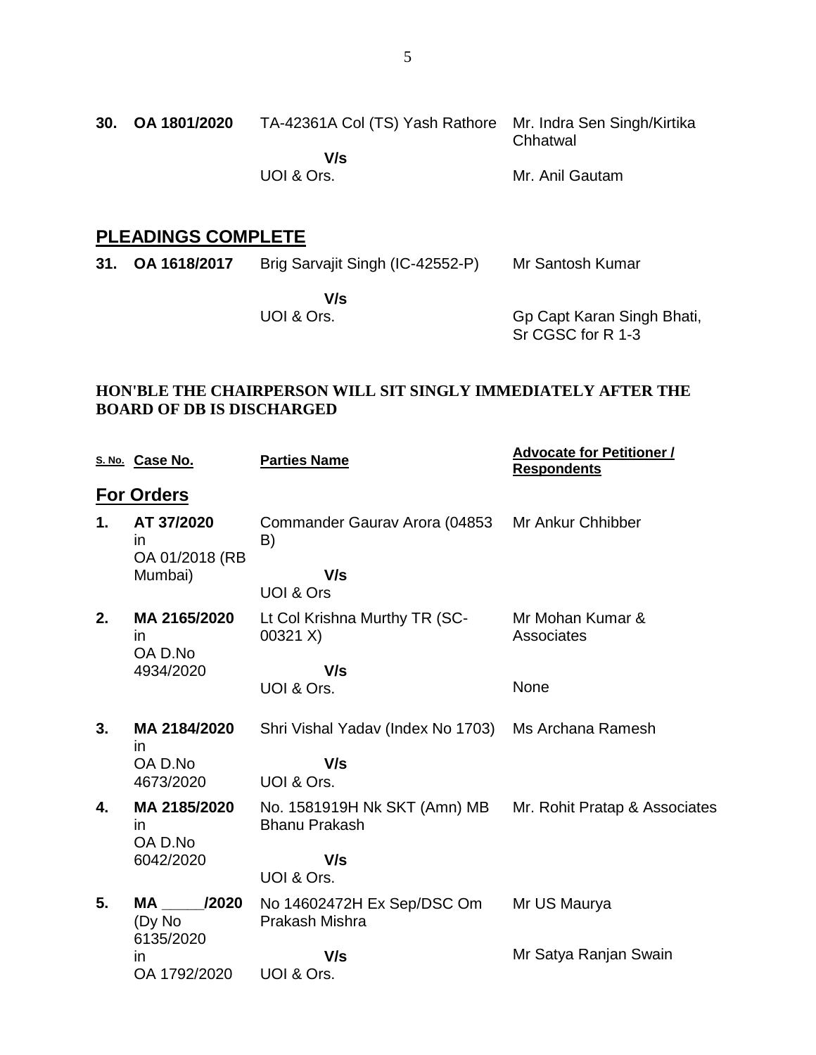| | | | |
|---|---|---|---|
| **30.** | **OA 1801/2020** | TA-42361A Col (TS) Yash Rathore<br><br>**V/s**<br>UOI & Ors. | Mr. Indra Sen Singh/Kirtika Chhatwal<br><br>Mr. Anil Gautam |

## PLEADINGS COMPLETE

| | | | |
|---|---|---|---|
| **31.** | **OA 1618/2017** | Brig Sarvajit Singh (IC-42552-P)<br><br>**V/s**<br>UOI & Ors. | Mr Santosh Kumar<br><br>Gp Capt Karan Singh Bhati, Sr CGSC for R 1-3 |

**HON'BLE THE CHAIRPERSON WILL SIT SINGLY IMMEDIATELY AFTER THE BOARD OF DB IS DISCHARGED**

| S. No. | Case No. | Parties Name | Advocate for Petitioner / Respondents |
|---|---|---|---|
| | **For Orders** | | |
| **1.** | **AT 37/2020** in OA 01/2018 (RB Mumbai) | Commander Gaurav Arora (04853 B)<br><br>**V/s**<br>UOI & Ors | Mr Ankur Chhibber |
| **2.** | **MA 2165/2020** in OA D.No 4934/2020 | Lt Col Krishna Murthy TR (SC-00321 X)<br><br>**V/s**<br>UOI & Ors. | Mr Mohan Kumar & Associates<br><br>None |
| **3.** | **MA 2184/2020** in OA D.No 4673/2020 | Shri Vishal Yadav (Index No 1703)<br><br>**V/s**<br>UOI & Ors. | Ms Archana Ramesh |
| **4.** | **MA 2185/2020** in OA D.No 6042/2020 | No. 1581919H Nk SKT (Amn) MB Bhanu Prakash<br><br>**V/s**<br>UOI & Ors. | Mr. Rohit Pratap & Associates |
| **5.** | **MA _____/2020** (Dy No 6135/2020 in OA 1792/2020 | No 14602472H Ex Sep/DSC Om Prakash Mishra<br><br>**V/s**<br>UOI & Ors. | Mr US Maurya<br><br>Mr Satya Ranjan Swain |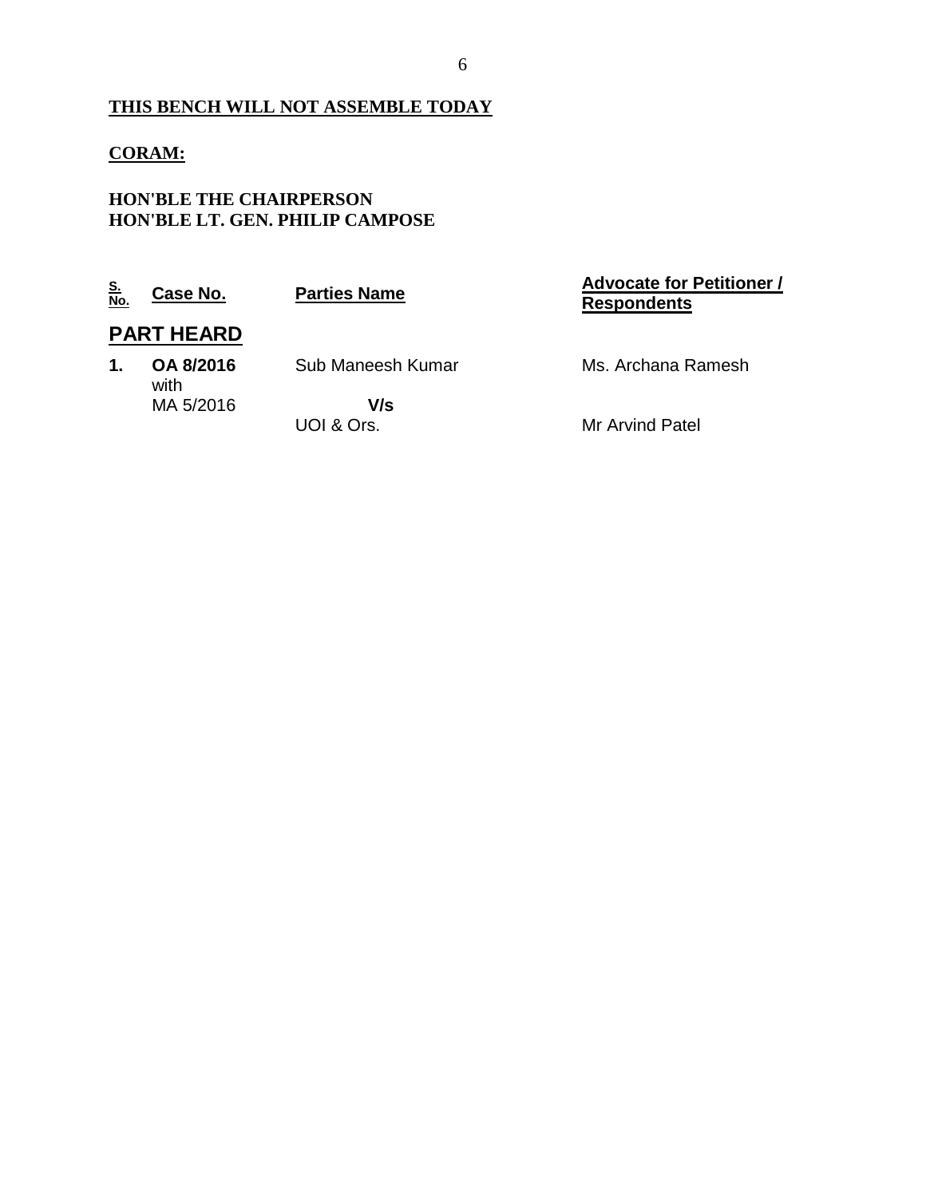**THIS BENCH WILL NOT ASSEMBLE TODAY**

**CORAM:**

**HON'BLE THE CHAIRPERSON**
**HON'BLE LT. GEN. PHILIP CAMPOSE**

| S. No. | Case No. | Parties Name | Advocate for Petitioner / Respondents |
|---|---|---|---|
| **PART HEARD** | | | |
| **1.** | **OA 8/2016** with MA 5/2016 | Sub Maneesh Kumar **V/s** UOI & Ors. | Ms. Archana Ramesh<br>Mr Arvind Patel |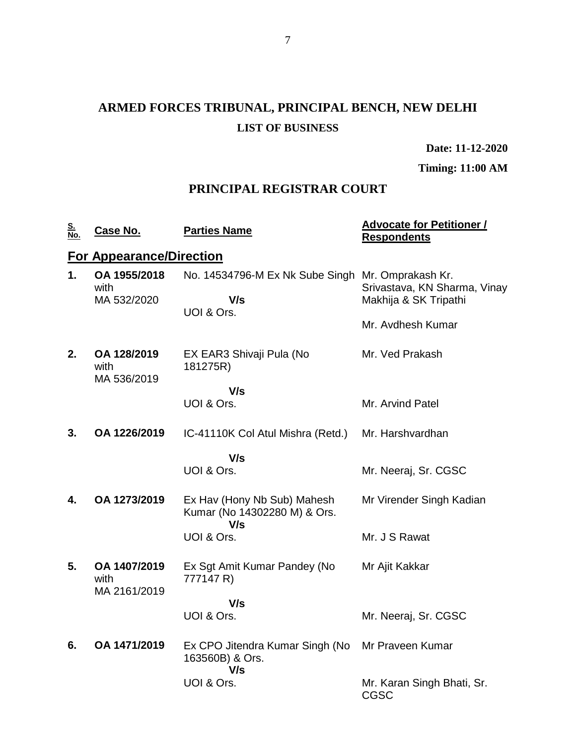# ARMED FORCES TRIBUNAL, PRINCIPAL BENCH, NEW DELHI

## LIST OF BUSINESS

**Date: 11-12-2020**

**Timing: 11:00 AM**

## PRINCIPAL REGISTRAR COURT

| S. No. | Case No. | Parties Name | Advocate for Petitioner / Respondents |
|---|---|---|---|
| **For Appearance/Direction** | | | |
| **1.** | **OA 1955/2018** with MA 532/2020 | No. 14534796-M Ex Nk Sube Singh **V/s** UOI & Ors. | Mr. Omprakash Kr. Srivastava, KN Sharma, Vinay Makhija & SK Tripathi<br><br>Mr. Avdhesh Kumar |
| **2.** | **OA 128/2019** with MA 536/2019 | EX EAR3 Shivaji Pula (No 181275R) **V/s** UOI & Ors. | Mr. Ved Prakash<br><br>Mr. Arvind Patel |
| **3.** | **OA 1226/2019** | IC-41110K Col Atul Mishra (Retd.) **V/s** UOI & Ors. | Mr. Harshvardhan<br><br>Mr. Neeraj, Sr. CGSC |
| **4.** | **OA 1273/2019** | Ex Hav (Hony Nb Sub) Mahesh Kumar (No 14302280 M) & Ors. **V/s** UOI & Ors. | Mr Virender Singh Kadian<br><br>Mr. J S Rawat |
| **5.** | **OA 1407/2019** with MA 2161/2019 | Ex Sgt Amit Kumar Pandey (No 777147 R) **V/s** UOI & Ors. | Mr Ajit Kakkar<br><br>Mr. Neeraj, Sr. CGSC |
| **6.** | **OA 1471/2019** | Ex CPO Jitendra Kumar Singh (No 163560B) & Ors. **V/s** UOI & Ors. | Mr Praveen Kumar<br><br>Mr. Karan Singh Bhati, Sr. CGSC |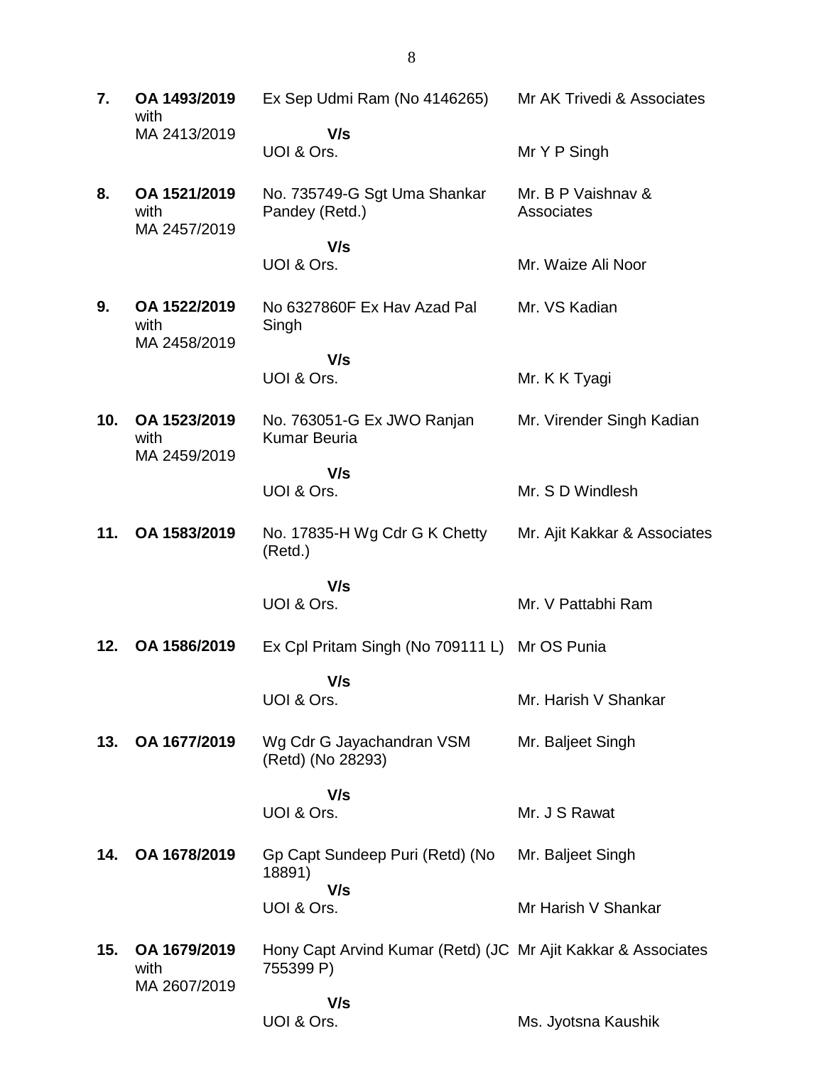| | | | |
|---|---|---|---|
| **7.** | **OA 1493/2019** with MA 2413/2019 | Ex Sep Udmi Ram (No 4146265) | Mr AK Trivedi & Associates |
| | | **V/s** UOI & Ors. | Mr Y P Singh |
| **8.** | **OA 1521/2019** with MA 2457/2019 | No. 735749-G Sgt Uma Shankar Pandey (Retd.) | Mr. B P Vaishnav & Associates |
| | | **V/s** UOI & Ors. | Mr. Waize Ali Noor |
| **9.** | **OA 1522/2019** with MA 2458/2019 | No 6327860F Ex Hav Azad Pal Singh | Mr. VS Kadian |
| | | **V/s** UOI & Ors. | Mr. K K Tyagi |
| **10.** | **OA 1523/2019** with MA 2459/2019 | No. 763051-G Ex JWO Ranjan Kumar Beuria | Mr. Virender Singh Kadian |
| | | **V/s** UOI & Ors. | Mr. S D Windlesh |
| **11.** | **OA 1583/2019** | No. 17835-H Wg Cdr G K Chetty (Retd.) | Mr. Ajit Kakkar & Associates |
| | | **V/s** UOI & Ors. | Mr. V Pattabhi Ram |
| **12.** | **OA 1586/2019** | Ex Cpl Pritam Singh (No 709111 L) | Mr OS Punia |
| | | **V/s** UOI & Ors. | Mr. Harish V Shankar |
| **13.** | **OA 1677/2019** | Wg Cdr G Jayachandran VSM (Retd) (No 28293) | Mr. Baljeet Singh |
| | | **V/s** UOI & Ors. | Mr. J S Rawat |
| **14.** | **OA 1678/2019** | Gp Capt Sundeep Puri (Retd) (No 18891) | Mr. Baljeet Singh |
| | | **V/s** UOI & Ors. | Mr Harish V Shankar |
| **15.** | **OA 1679/2019** with MA 2607/2019 | Hony Capt Arvind Kumar (Retd) (JC 755399 P) | Mr Ajit Kakkar & Associates |
| | | **V/s** UOI & Ors. | Ms. Jyotsna Kaushik |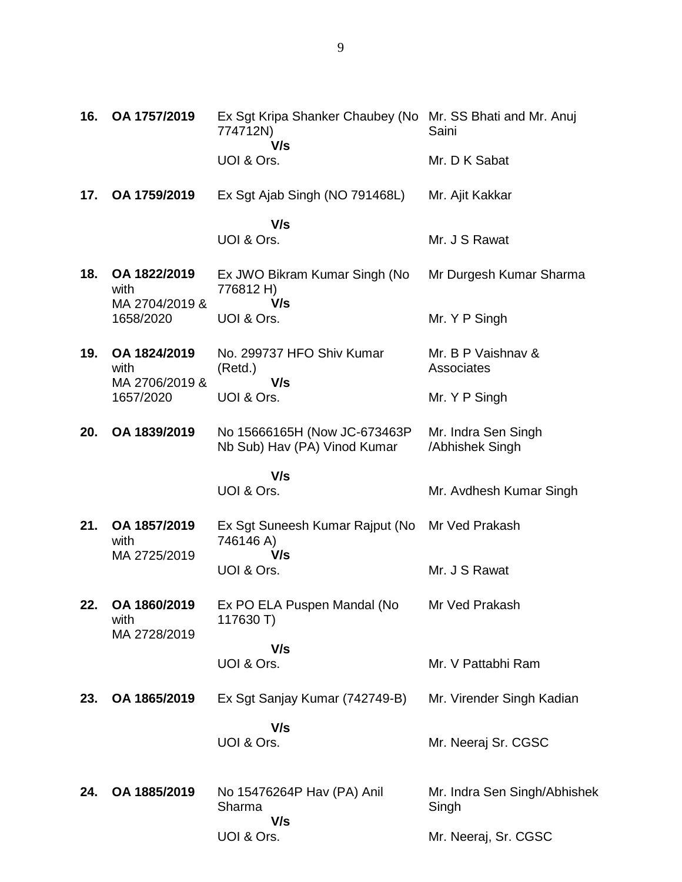| | | | |
|---|---|---|---|
| **16.** | **OA 1757/2019** | Ex Sgt Kripa Shanker Chaubey (No 774712N)<br>**V/s**<br>UOI & Ors. | Mr. SS Bhati and Mr. Anuj Saini<br><br>Mr. D K Sabat |
| **17.** | **OA 1759/2019** | Ex Sgt Ajab Singh (NO 791468L)<br>**V/s**<br>UOI & Ors. | Mr. Ajit Kakkar<br><br>Mr. J S Rawat |
| **18.** | **OA 1822/2019** with MA 2704/2019 & 1658/2020 | Ex JWO Bikram Kumar Singh (No 776812 H)<br>**V/s**<br>UOI & Ors. | Mr Durgesh Kumar Sharma<br><br>Mr. Y P Singh |
| **19.** | **OA 1824/2019** with MA 2706/2019 & 1657/2020 | No. 299737 HFO Shiv Kumar (Retd.)<br>**V/s**<br>UOI & Ors. | Mr. B P Vaishnav & Associates<br><br>Mr. Y P Singh |
| **20.** | **OA 1839/2019** | No 15666165H (Now JC-673463P Nb Sub) Hav (PA) Vinod Kumar<br>**V/s**<br>UOI & Ors. | Mr. Indra Sen Singh /Abhishek Singh<br><br>Mr. Avdhesh Kumar Singh |
| **21.** | **OA 1857/2019** with MA 2725/2019 | Ex Sgt Suneesh Kumar Rajput (No 746146 A)<br>**V/s**<br>UOI & Ors. | Mr Ved Prakash<br><br>Mr. J S Rawat |
| **22.** | **OA 1860/2019** with MA 2728/2019 | Ex PO ELA Puspen Mandal (No 117630 T)<br>**V/s**<br>UOI & Ors. | Mr Ved Prakash<br><br>Mr. V Pattabhi Ram |
| **23.** | **OA 1865/2019** | Ex Sgt Sanjay Kumar (742749-B)<br>**V/s**<br>UOI & Ors. | Mr. Virender Singh Kadian<br><br>Mr. Neeraj Sr. CGSC |
| **24.** | **OA 1885/2019** | No 15476264P Hav (PA) Anil Sharma<br>**V/s**<br>UOI & Ors. | Mr. Indra Sen Singh/Abhishek Singh<br><br>Mr. Neeraj, Sr. CGSC |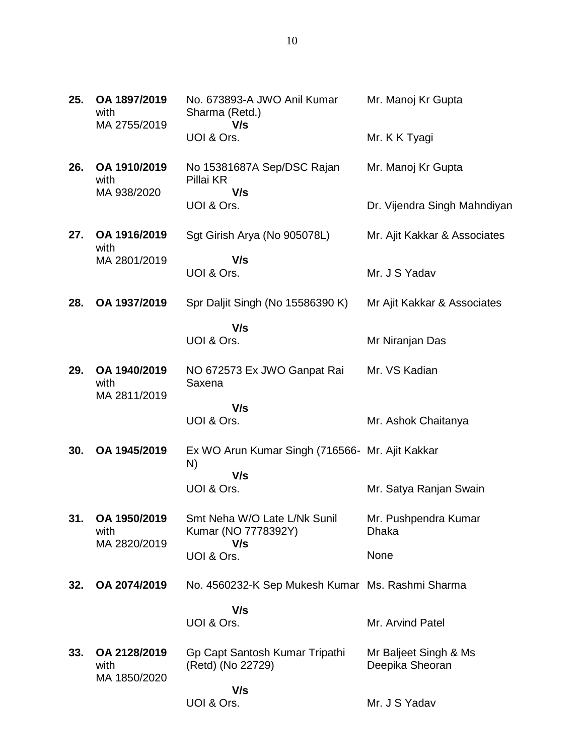| | | | |
|---|---|---|---|
| **25.** | **OA 1897/2019** with MA 2755/2019 | No. 673893-A JWO Anil Kumar Sharma (Retd.) **V/s** UOI & Ors. | Mr. Manoj Kr Gupta<br><br>Mr. K K Tyagi |
| **26.** | **OA 1910/2019** with MA 938/2020 | No 15381687A Sep/DSC Rajan Pillai KR **V/s** UOI & Ors. | Mr. Manoj Kr Gupta<br><br>Dr. Vijendra Singh Mahndiyan |
| **27.** | **OA 1916/2019** with MA 2801/2019 | Sgt Girish Arya (No 905078L) **V/s** UOI & Ors. | Mr. Ajit Kakkar & Associates<br><br>Mr. J S Yadav |
| **28.** | **OA 1937/2019** | Spr Daljit Singh (No 15586390 K) **V/s** UOI & Ors. | Mr Ajit Kakkar & Associates<br><br>Mr Niranjan Das |
| **29.** | **OA 1940/2019** with MA 2811/2019 | NO 672573 Ex JWO Ganpat Rai Saxena **V/s** UOI & Ors. | Mr. VS Kadian<br><br>Mr. Ashok Chaitanya |
| **30.** | **OA 1945/2019** | Ex WO Arun Kumar Singh (716566-N) **V/s** UOI & Ors. | Mr. Ajit Kakkar<br><br>Mr. Satya Ranjan Swain |
| **31.** | **OA 1950/2019** with MA 2820/2019 | Smt Neha W/O Late L/Nk Sunil Kumar (NO 7778392Y) **V/s** UOI & Ors. | Mr. Pushpendra Kumar Dhaka<br><br>None |
| **32.** | **OA 2074/2019** | No. 4560232-K Sep Mukesh Kumar **V/s** UOI & Ors. | Ms. Rashmi Sharma<br><br>Mr. Arvind Patel |
| **33.** | **OA 2128/2019** with MA 1850/2020 | Gp Capt Santosh Kumar Tripathi (Retd) (No 22729) **V/s** UOI & Ors. | Mr Baljeet Singh & Ms Deepika Sheoran<br><br>Mr. J S Yadav |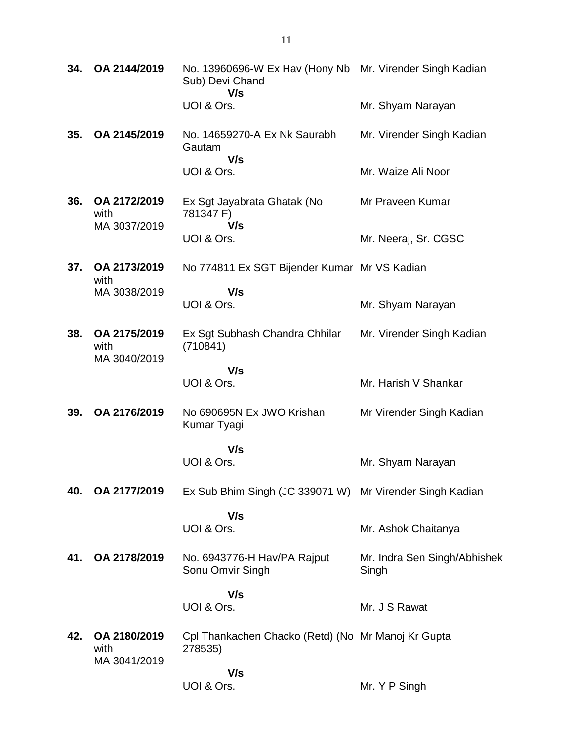| | | | |
|---|---|---|---|
| **34.** | **OA 2144/2019** | No. 13960696-W Ex Hav (Hony Nb Sub) Devi Chand | Mr. Virender Singh Kadian |
| | | **V/s** | |
| | | UOI & Ors. | Mr. Shyam Narayan |
| **35.** | **OA 2145/2019** | No. 14659270-A Ex Nk Saurabh Gautam | Mr. Virender Singh Kadian |
| | | **V/s** | |
| | | UOI & Ors. | Mr. Waize Ali Noor |
| **36.** | **OA 2172/2019** with MA 3037/2019 | Ex Sgt Jayabrata Ghatak (No 781347 F) | Mr Praveen Kumar |
| | | **V/s** | |
| | | UOI & Ors. | Mr. Neeraj, Sr. CGSC |
| **37.** | **OA 2173/2019** with MA 3038/2019 | No 774811 Ex SGT Bijender Kumar | Mr VS Kadian |
| | | **V/s** | |
| | | UOI & Ors. | Mr. Shyam Narayan |
| **38.** | **OA 2175/2019** with MA 3040/2019 | Ex Sgt Subhash Chandra Chhilar (710841) | Mr. Virender Singh Kadian |
| | | **V/s** | |
| | | UOI & Ors. | Mr. Harish V Shankar |
| **39.** | **OA 2176/2019** | No 690695N Ex JWO Krishan Kumar Tyagi | Mr Virender Singh Kadian |
| | | **V/s** | |
| | | UOI & Ors. | Mr. Shyam Narayan |
| **40.** | **OA 2177/2019** | Ex Sub Bhim Singh (JC 339071 W) | Mr Virender Singh Kadian |
| | | **V/s** | |
| | | UOI & Ors. | Mr. Ashok Chaitanya |
| **41.** | **OA 2178/2019** | No. 6943776-H Hav/PA Rajput Sonu Omvir Singh | Mr. Indra Sen Singh/Abhishek Singh |
| | | **V/s** | |
| | | UOI & Ors. | Mr. J S Rawat |
| **42.** | **OA 2180/2019** with MA 3041/2019 | Cpl Thankachen Chacko (Retd) (No 278535) | Mr Manoj Kr Gupta |
| | | **V/s** | |
| | | UOI & Ors. | Mr. Y P Singh |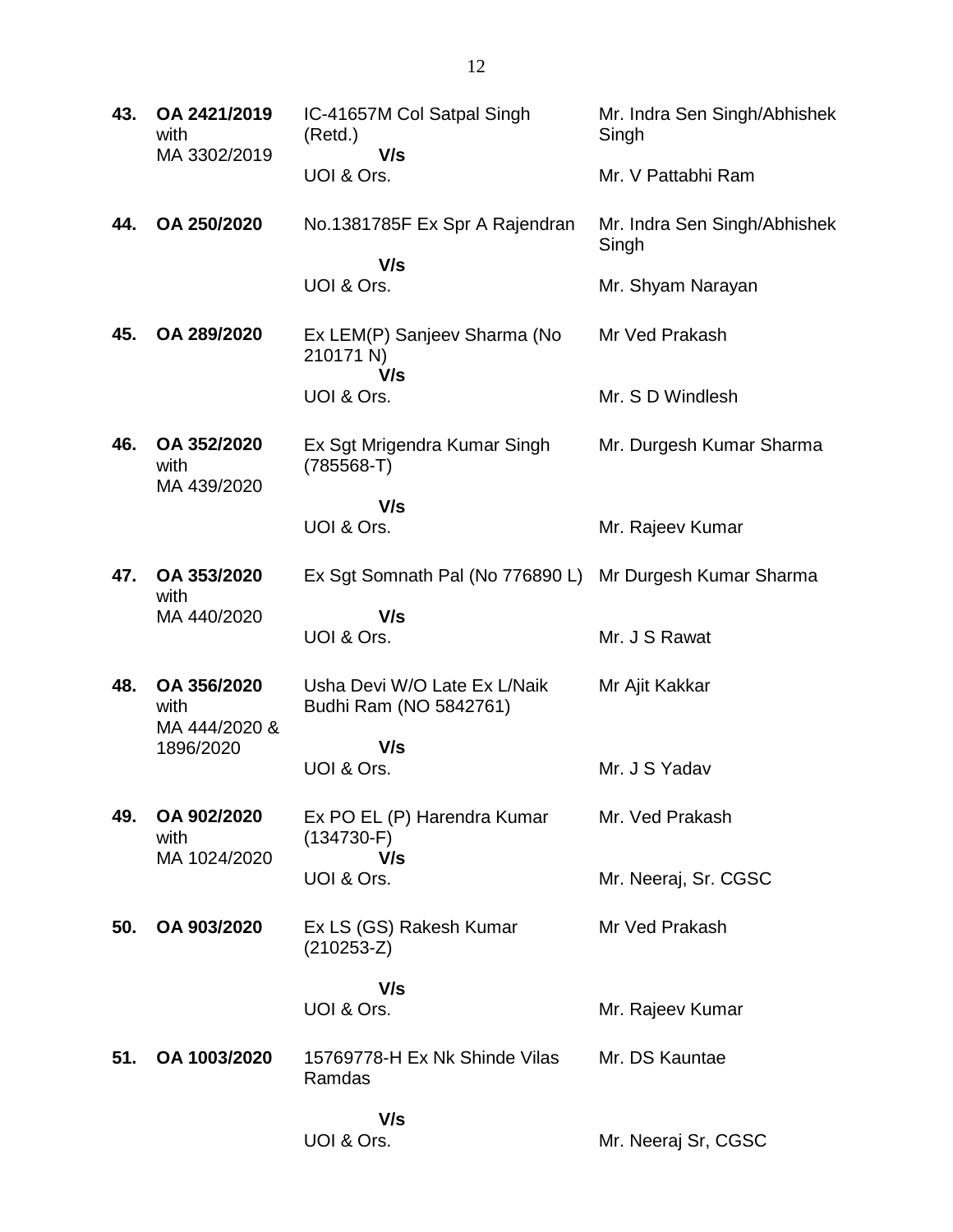| | | | |
|---|---|---|---|
| **43.** | **OA 2421/2019** with MA 3302/2019 | IC-41657M Col Satpal Singh (Retd.) **V/s** UOI & Ors. | Mr. Indra Sen Singh/Abhishek Singh<br><br>Mr. V Pattabhi Ram |
| **44.** | **OA 250/2020** | No.1381785F Ex Spr A Rajendran **V/s** UOI & Ors. | Mr. Indra Sen Singh/Abhishek Singh<br><br>Mr. Shyam Narayan |
| **45.** | **OA 289/2020** | Ex LEM(P) Sanjeev Sharma (No 210171 N) **V/s** UOI & Ors. | Mr Ved Prakash<br><br>Mr. S D Windlesh |
| **46.** | **OA 352/2020** with MA 439/2020 | Ex Sgt Mrigendra Kumar Singh (785568-T) **V/s** UOI & Ors. | Mr. Durgesh Kumar Sharma<br><br>Mr. Rajeev Kumar |
| **47.** | **OA 353/2020** with MA 440/2020 | Ex Sgt Somnath Pal (No 776890 L) **V/s** UOI & Ors. | Mr Durgesh Kumar Sharma<br><br>Mr. J S Rawat |
| **48.** | **OA 356/2020** with MA 444/2020 & 1896/2020 | Usha Devi W/O Late Ex L/Naik Budhi Ram (NO 5842761) **V/s** UOI & Ors. | Mr Ajit Kakkar<br><br>Mr. J S Yadav |
| **49.** | **OA 902/2020** with MA 1024/2020 | Ex PO EL (P) Harendra Kumar (134730-F) **V/s** UOI & Ors. | Mr. Ved Prakash<br><br>Mr. Neeraj, Sr. CGSC |
| **50.** | **OA 903/2020** | Ex LS (GS) Rakesh Kumar (210253-Z) **V/s** UOI & Ors. | Mr Ved Prakash<br><br>Mr. Rajeev Kumar |
| **51.** | **OA 1003/2020** | 15769778-H Ex Nk Shinde Vilas Ramdas **V/s** UOI & Ors. | Mr. DS Kauntae<br><br>Mr. Neeraj Sr, CGSC |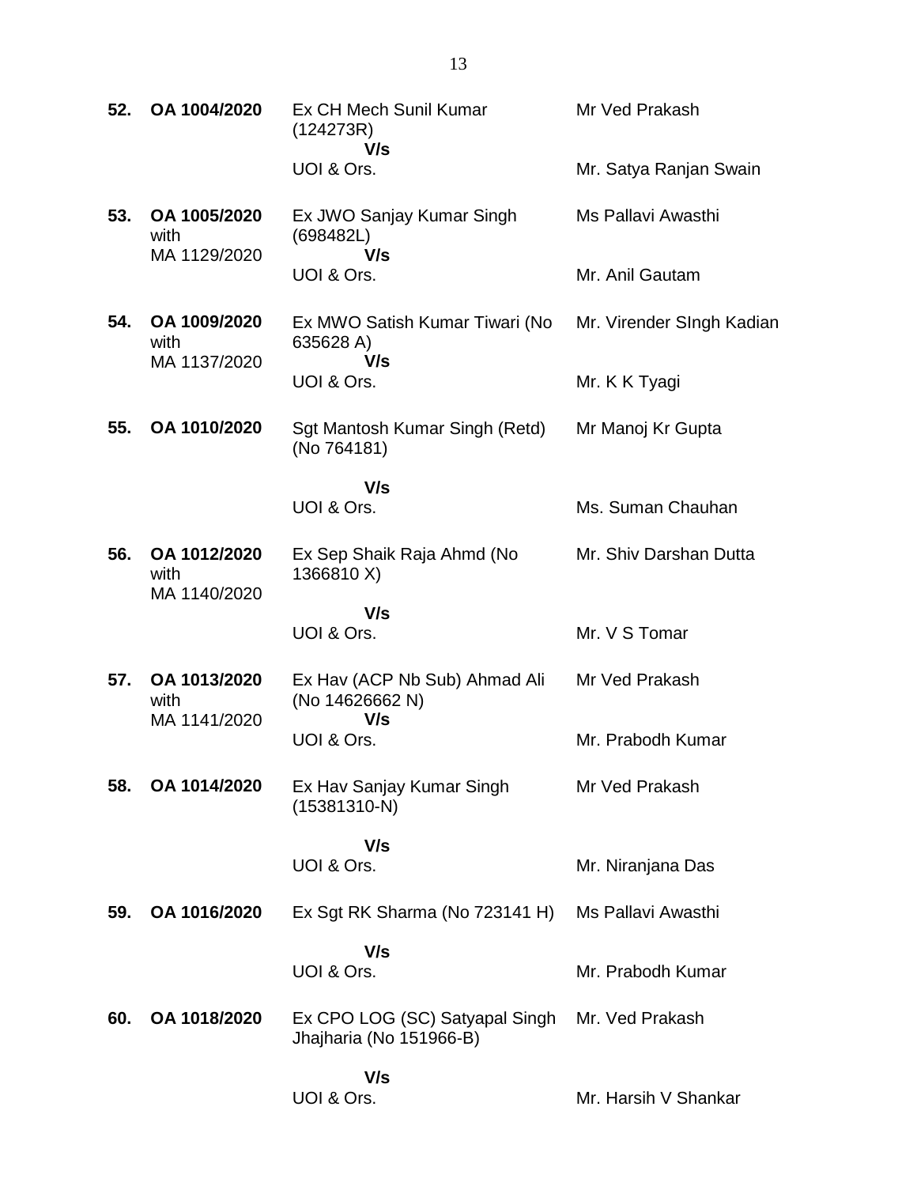| | | | |
|---|---|---|---|
| **52.** | **OA 1004/2020** | Ex CH Mech Sunil Kumar (124273R)<br>**V/s**<br>UOI & Ors. | Mr Ved Prakash<br><br>Mr. Satya Ranjan Swain |
| **53.** | **OA 1005/2020** with MA 1129/2020 | Ex JWO Sanjay Kumar Singh (698482L)<br>**V/s**<br>UOI & Ors. | Ms Pallavi Awasthi<br><br>Mr. Anil Gautam |
| **54.** | **OA 1009/2020** with MA 1137/2020 | Ex MWO Satish Kumar Tiwari (No 635628 A)<br>**V/s**<br>UOI & Ors. | Mr. Virender SIngh Kadian<br><br>Mr. K K Tyagi |
| **55.** | **OA 1010/2020** | Sgt Mantosh Kumar Singh (Retd) (No 764181)<br>**V/s**<br>UOI & Ors. | Mr Manoj Kr Gupta<br><br>Ms. Suman Chauhan |
| **56.** | **OA 1012/2020** with MA 1140/2020 | Ex Sep Shaik Raja Ahmd (No 1366810 X)<br>**V/s**<br>UOI & Ors. | Mr. Shiv Darshan Dutta<br><br>Mr. V S Tomar |
| **57.** | **OA 1013/2020** with MA 1141/2020 | Ex Hav (ACP Nb Sub) Ahmad Ali (No 14626662 N)<br>**V/s**<br>UOI & Ors. | Mr Ved Prakash<br><br>Mr. Prabodh Kumar |
| **58.** | **OA 1014/2020** | Ex Hav Sanjay Kumar Singh (15381310-N)<br>**V/s**<br>UOI & Ors. | Mr Ved Prakash<br><br>Mr. Niranjana Das |
| **59.** | **OA 1016/2020** | Ex Sgt RK Sharma (No 723141 H)<br>**V/s**<br>UOI & Ors. | Ms Pallavi Awasthi<br><br>Mr. Prabodh Kumar |
| **60.** | **OA 1018/2020** | Ex CPO LOG (SC) Satyapal Singh Jhajharia (No 151966-B)<br>**V/s**<br>UOI & Ors. | Mr. Ved Prakash<br><br>Mr. Harsih V Shankar |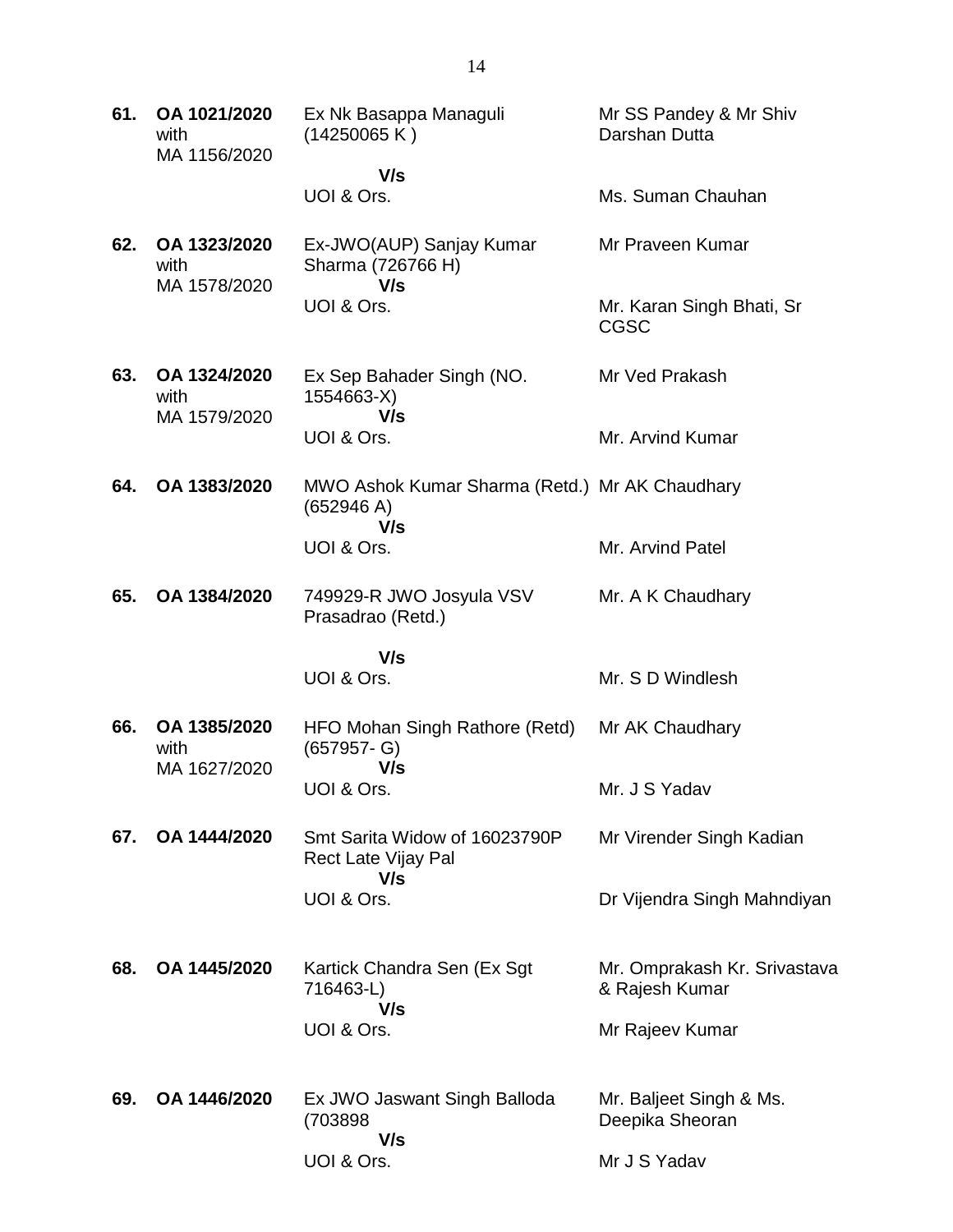| | | | |
|---|---|---|---|
| **61.** | **OA 1021/2020** with MA 1156/2020 | Ex Nk Basappa Managuli (14250065 K ) **V/s** UOI & Ors. | Mr SS Pandey & Mr Shiv Darshan Dutta<br><br>Ms. Suman Chauhan |
| **62.** | **OA 1323/2020** with MA 1578/2020 | Ex-JWO(AUP) Sanjay Kumar Sharma (726766 H) **V/s** UOI & Ors. | Mr Praveen Kumar<br><br>Mr. Karan Singh Bhati, Sr CGSC |
| **63.** | **OA 1324/2020** with MA 1579/2020 | Ex Sep Bahader Singh (NO. 1554663-X) **V/s** UOI & Ors. | Mr Ved Prakash<br><br>Mr. Arvind Kumar |
| **64.** | **OA 1383/2020** | MWO Ashok Kumar Sharma (Retd.) (652946 A) **V/s** UOI & Ors. | Mr AK Chaudhary<br><br>Mr. Arvind Patel |
| **65.** | **OA 1384/2020** | 749929-R JWO Josyula VSV Prasadrao (Retd.) **V/s** UOI & Ors. | Mr. A K Chaudhary<br><br>Mr. S D Windlesh |
| **66.** | **OA 1385/2020** with MA 1627/2020 | HFO Mohan Singh Rathore (Retd) (657957- G) **V/s** UOI & Ors. | Mr AK Chaudhary<br><br>Mr. J S Yadav |
| **67.** | **OA 1444/2020** | Smt Sarita Widow of 16023790P Rect Late Vijay Pal **V/s** UOI & Ors. | Mr Virender Singh Kadian<br><br>Dr Vijendra Singh Mahndiyan |
| **68.** | **OA 1445/2020** | Kartick Chandra Sen (Ex Sgt 716463-L) **V/s** UOI & Ors. | Mr. Omprakash Kr. Srivastava & Rajesh Kumar<br><br>Mr Rajeev Kumar |
| **69.** | **OA 1446/2020** | Ex JWO Jaswant Singh Balloda (703898 **V/s** UOI & Ors. | Mr. Baljeet Singh & Ms. Deepika Sheoran<br><br>Mr J S Yadav |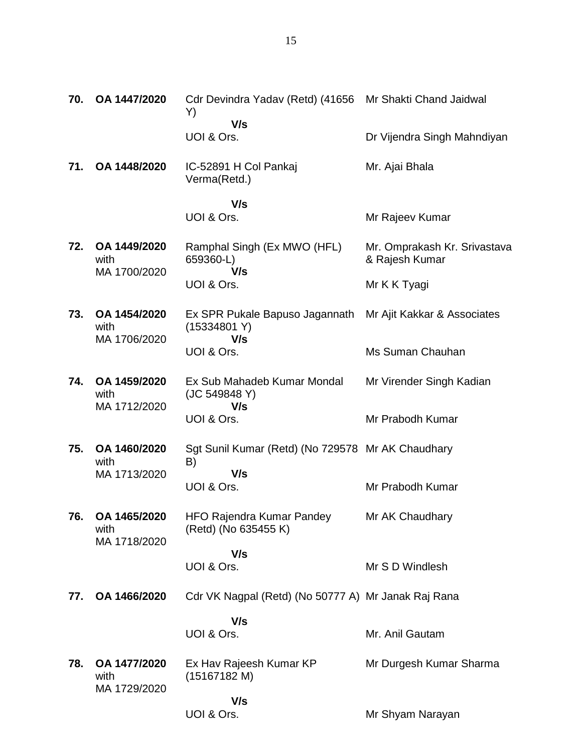| | | | |
|---|---|---|---|
| **70.** | **OA 1447/2020** | Cdr Devindra Yadav (Retd) (41656 Y)<br>**V/s**<br>UOI & Ors. | Mr Shakti Chand Jaidwal<br><br>Dr Vijendra Singh Mahndiyan |
| **71.** | **OA 1448/2020** | IC-52891 H Col Pankaj Verma(Retd.)<br>**V/s**<br>UOI & Ors. | Mr. Ajai Bhala<br><br>Mr Rajeev Kumar |
| **72.** | **OA 1449/2020** with MA 1700/2020 | Ramphal Singh (Ex MWO (HFL) 659360-L)<br>**V/s**<br>UOI & Ors. | Mr. Omprakash Kr. Srivastava & Rajesh Kumar<br><br>Mr K K Tyagi |
| **73.** | **OA 1454/2020** with MA 1706/2020 | Ex SPR Pukale Bapuso Jagannath (15334801 Y)<br>**V/s**<br>UOI & Ors. | Mr Ajit Kakkar & Associates<br><br>Ms Suman Chauhan |
| **74.** | **OA 1459/2020** with MA 1712/2020 | Ex Sub Mahadeb Kumar Mondal (JC 549848 Y)<br>**V/s**<br>UOI & Ors. | Mr Virender Singh Kadian<br><br>Mr Prabodh Kumar |
| **75.** | **OA 1460/2020** with MA 1713/2020 | Sgt Sunil Kumar (Retd) (No 729578 B)<br>**V/s**<br>UOI & Ors. | Mr AK Chaudhary<br><br>Mr Prabodh Kumar |
| **76.** | **OA 1465/2020** with MA 1718/2020 | HFO Rajendra Kumar Pandey (Retd) (No 635455 K)<br>**V/s**<br>UOI & Ors. | Mr AK Chaudhary<br><br>Mr S D Windlesh |
| **77.** | **OA 1466/2020** | Cdr VK Nagpal (Retd) (No 50777 A)<br>**V/s**<br>UOI & Ors. | Mr Janak Raj Rana<br><br>Mr. Anil Gautam |
| **78.** | **OA 1477/2020** with MA 1729/2020 | Ex Hav Rajeesh Kumar KP (15167182 M)<br>**V/s**<br>UOI & Ors. | Mr Durgesh Kumar Sharma<br><br>Mr Shyam Narayan |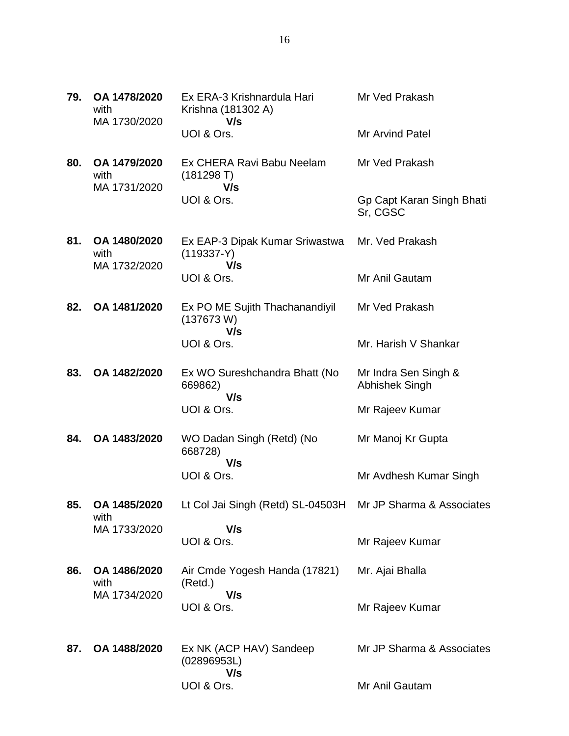| | | | |
|---|---|---|---|
| **79.** | **OA 1478/2020** with MA 1730/2020 | Ex ERA-3 Krishnardula Hari Krishna (181302 A) **V/s** UOI & Ors. | Mr Ved Prakash<br><br>Mr Arvind Patel |
| **80.** | **OA 1479/2020** with MA 1731/2020 | Ex CHERA Ravi Babu Neelam (181298 T) **V/s** UOI & Ors. | Mr Ved Prakash<br><br>Gp Capt Karan Singh Bhati Sr, CGSC |
| **81.** | **OA 1480/2020** with MA 1732/2020 | Ex EAP-3 Dipak Kumar Sriwastwa (119337-Y) **V/s** UOI & Ors. | Mr. Ved Prakash<br><br>Mr Anil Gautam |
| **82.** | **OA 1481/2020** | Ex PO ME Sujith Thachanandiyil (137673 W) **V/s** UOI & Ors. | Mr Ved Prakash<br><br>Mr. Harish V Shankar |
| **83.** | **OA 1482/2020** | Ex WO Sureshchandra Bhatt (No 669862) **V/s** UOI & Ors. | Mr Indra Sen Singh & Abhishek Singh<br><br>Mr Rajeev Kumar |
| **84.** | **OA 1483/2020** | WO Dadan Singh (Retd) (No 668728) **V/s** UOI & Ors. | Mr Manoj Kr Gupta<br><br>Mr Avdhesh Kumar Singh |
| **85.** | **OA 1485/2020** with MA 1733/2020 | Lt Col Jai Singh (Retd) SL-04503H **V/s** UOI & Ors. | Mr JP Sharma & Associates<br><br>Mr Rajeev Kumar |
| **86.** | **OA 1486/2020** with MA 1734/2020 | Air Cmde Yogesh Handa (17821) (Retd.) **V/s** UOI & Ors. | Mr. Ajai Bhalla<br><br>Mr Rajeev Kumar |
| **87.** | **OA 1488/2020** | Ex NK (ACP HAV) Sandeep (02896953L) **V/s** UOI & Ors. | Mr JP Sharma & Associates<br><br>Mr Anil Gautam |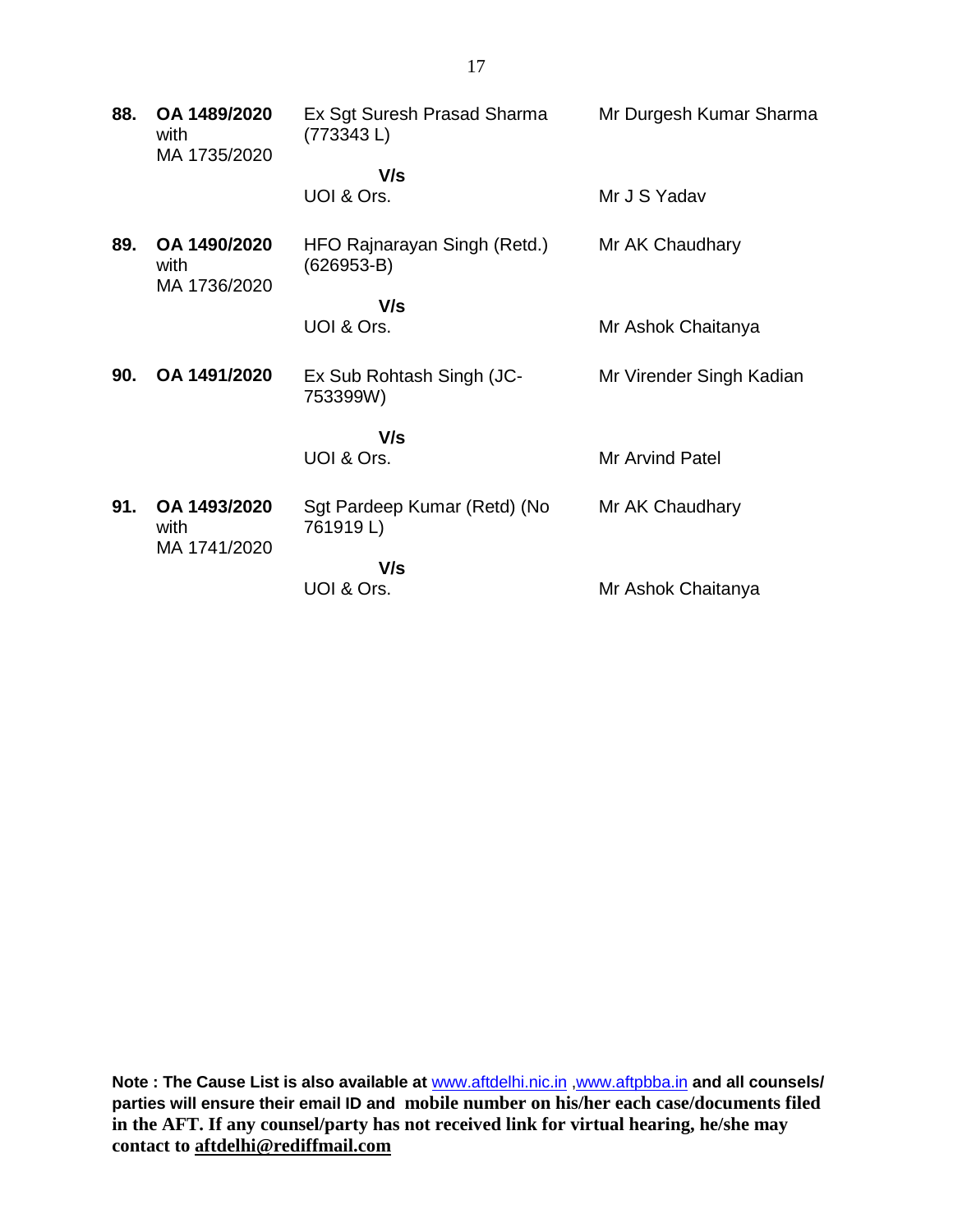| | | | |
|---|---|---|---|
| **88.** | **OA 1489/2020** with MA 1735/2020 | Ex Sgt Suresh Prasad Sharma (773343 L)<br>**V/s**<br>UOI & Ors. | Mr Durgesh Kumar Sharma<br><br>Mr J S Yadav |
| **89.** | **OA 1490/2020** with MA 1736/2020 | HFO Rajnarayan Singh (Retd.) (626953-B)<br>**V/s**<br>UOI & Ors. | Mr AK Chaudhary<br><br>Mr Ashok Chaitanya |
| **90.** | **OA 1491/2020** | Ex Sub Rohtash Singh (JC-753399W)<br>**V/s**<br>UOI & Ors. | Mr Virender Singh Kadian<br><br>Mr Arvind Patel |
| **91.** | **OA 1493/2020** with MA 1741/2020 | Sgt Pardeep Kumar (Retd) (No 761919 L)<br>**V/s**<br>UOI & Ors. | Mr AK Chaudhary<br><br>Mr Ashok Chaitanya |

**Note : The Cause List is also available at www.aftdelhi.nic.in ,www.aftpbba.in and all counsels/ parties will ensure their email ID and mobile number on his/her each case/documents filed in the AFT. If any counsel/party has not received link for virtual hearing, he/she may contact to aftdelhi@rediffmail.com**